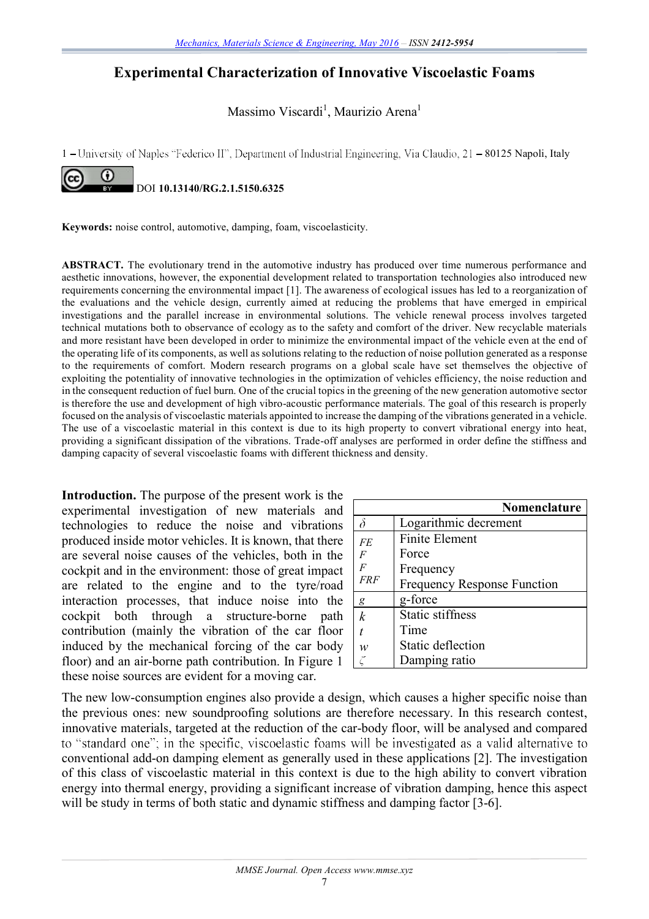# Experimental Characterization of Innovative Viscoelastic Foams

Massimo Viscardi[1], Maurizio Arena[1]

1 – University of Naples "Federico II", Department of Industrial Engineering, Via Claudio, 21 – 80125 Napoli, Italy

DOI **10.13140/RG.2.1.5150.6325**

**Keywords:** noise control, automotive, damping, foam, viscoelasticity.

**ABSTRACT.** The evolutionary trend in the automotive industry has produced over time numerous performance and aesthetic innovations, however, the exponential development related to transportation technologies also introduced new requirements concerning the environmental impact [1]. The awareness of ecological issues has led to a reorganization of the evaluations and the vehicle design, currently aimed at reducing the problems that have emerged in empirical investigations and the parallel increase in environmental solutions. The vehicle renewal process involves targeted technical mutations both to observance of ecology as to the safety and comfort of the driver. New recyclable materials and more resistant have been developed in order to minimize the environmental impact of the vehicle even at the end of the operating life of its components, as well as solutions relating to the reduction of noise pollution generated as a response to the requirements of comfort. Modern research programs on a global scale have set themselves the objective of exploiting the potentiality of innovative technologies in the optimization of vehicles efficiency, the noise reduction and in the consequent reduction of fuel burn. One of the crucial topics in the greening of the new generation automotive sector is therefore the use and development of high vibro-acoustic performance materials. The goal of this research is properly focused on the analysis of viscoelastic materials appointed to increase the damping of the vibrations generated in a vehicle. The use of a viscoelastic material in this context is due to its high property to convert vibrational energy into heat, providing a significant dissipation of the vibrations. Trade-off analyses are performed in order define the stiffness and damping capacity of several viscoelastic foams with different thickness and density.

| Nomenclature | |
|---|---|
| $\delta$ | Logarithmic decrement |
| *FE* | Finite Element |
| *F* | Force |
| *F* | Frequency |
| *FRF* | Frequency Response Function |
| *g* | g-force |
| *k* | Static stiffness |
| *t* | Time |
| *w* | Static deflection |
| $\zeta$ | Damping ratio |

**Introduction.** The purpose of the present work is the experimental investigation of new materials and technologies to reduce the noise and vibrations produced inside motor vehicles. It is known, that there are several noise causes of the vehicles, both in the cockpit and in the environment: those of great impact are related to the engine and to the tyre/road interaction processes, that induce noise into the cockpit both through a structure-borne path contribution (mainly the vibration of the car floor induced by the mechanical forcing of the car body floor) and an air-borne path contribution. In Figure 1 these noise sources are evident for a moving car.

The new low-consumption engines also provide a design, which causes a higher specific noise than the previous ones: new soundproofing solutions are therefore necessary. In this research contest, innovative materials, targeted at the reduction of the car-body floor, will be analysed and compared to "standard one"; in the specific, viscoelastic foams will be investigated as a valid alternative to conventional add-on damping element as generally used in these applications [2]. The investigation of this class of viscoelastic material in this context is due to the high ability to convert vibration energy into thermal energy, providing a significant increase of vibration damping, hence this aspect will be study in terms of both static and dynamic stiffness and damping factor [3-6].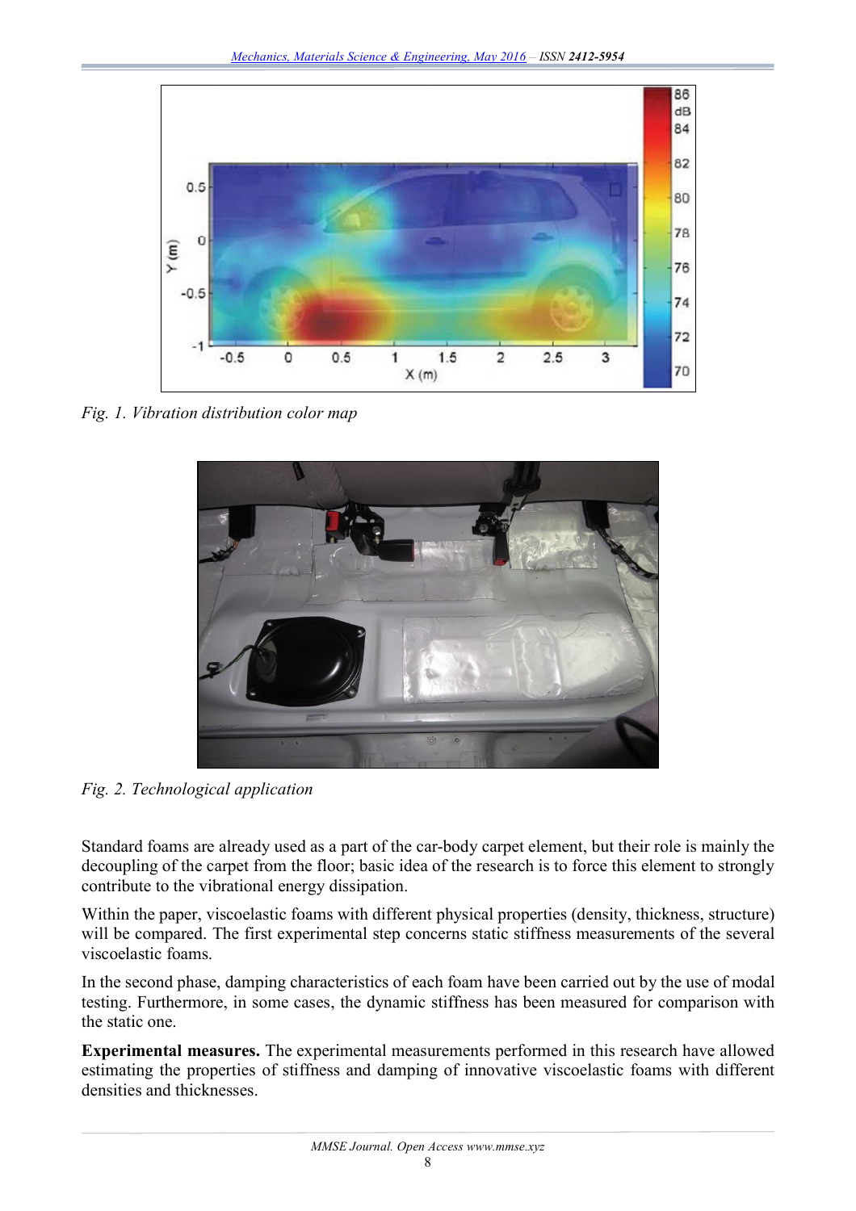*Fig. 1. Vibration distribution color map*

*Fig. 2. Technological application*

Standard foams are already used as a part of the car-body carpet element, but their role is mainly the decoupling of the carpet from the floor; basic idea of the research is to force this element to strongly contribute to the vibrational energy dissipation.

Within the paper, viscoelastic foams with different physical properties (density, thickness, structure) will be compared. The first experimental step concerns static stiffness measurements of the several viscoelastic foams.

In the second phase, damping characteristics of each foam have been carried out by the use of modal testing. Furthermore, in some cases, the dynamic stiffness has been measured for comparison with the static one.

**Experimental measures.** The experimental measurements performed in this research have allowed estimating the properties of stiffness and damping of innovative viscoelastic foams with different densities and thicknesses.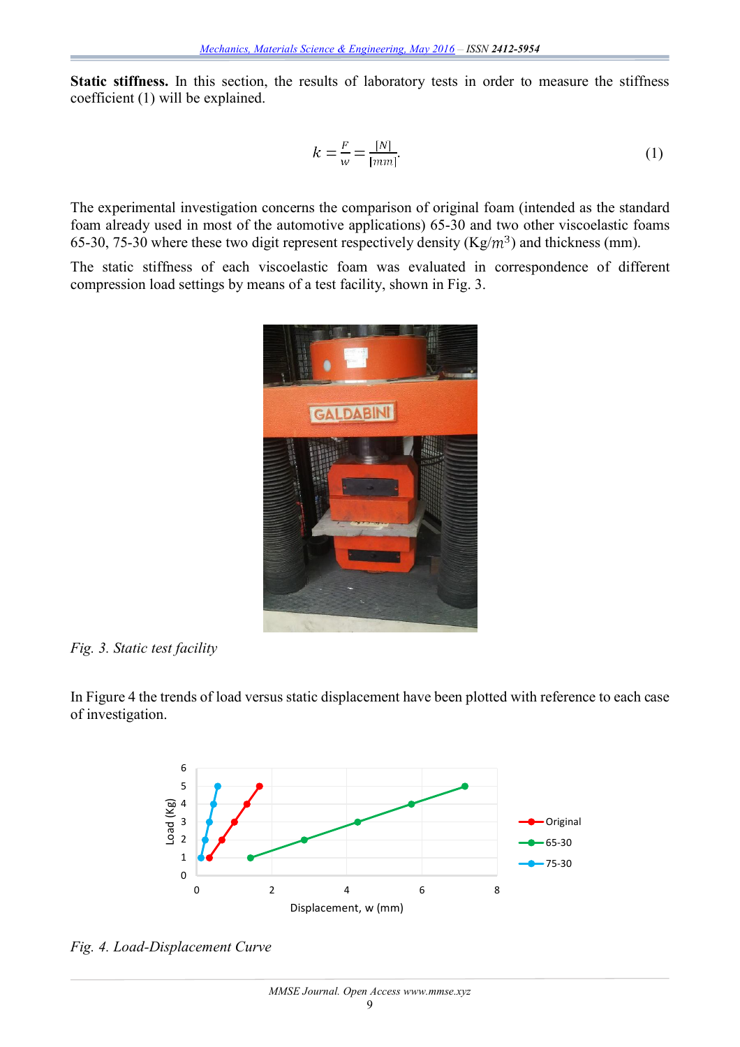**Static stiffness.** In this section, the results of laboratory tests in order to measure the stiffness coefficient (1) will be explained.

$$k = \frac{F}{w} = \frac{[N]}{[mm]}. \tag{1}$$

The experimental investigation concerns the comparison of original foam (intended as the standard foam already used in most of the automotive applications) 65-30 and two other viscoelastic foams 65-30, 75-30 where these two digit represent respectively density (Kg/$m^3$) and thickness (mm).

The static stiffness of each viscoelastic foam was evaluated in correspondence of different compression load settings by means of a test facility, shown in Fig. 3.

*Fig. 3. Static test facility*

In Figure 4 the trends of load versus static displacement have been plotted with reference to each case of investigation.

*Fig. 4. Load-Displacement Curve*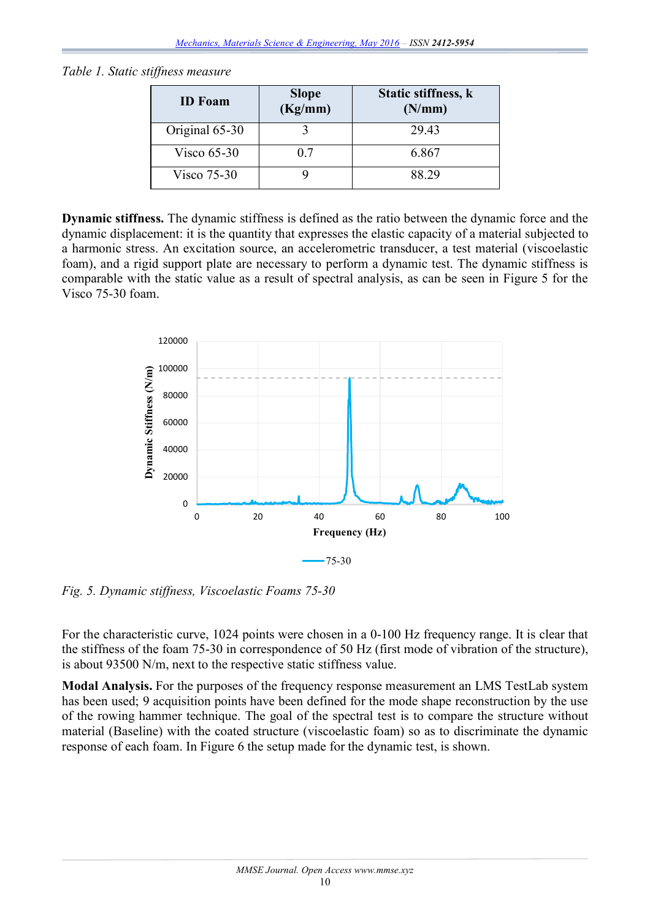*Table 1. Static stiffness measure*

| ID Foam | Slope (Kg/mm) | Static stiffness, k (N/mm) |
|---|---|---|
| Original 65-30 | 3 | 29.43 |
| Visco 65-30 | 0.7 | 6.867 |
| Visco 75-30 | 9 | 88.29 |

**Dynamic stiffness.** The dynamic stiffness is defined as the ratio between the dynamic force and the dynamic displacement: it is the quantity that expresses the elastic capacity of a material subjected to a harmonic stress. An excitation source, an accelerometric transducer, a test material (viscoelastic foam), and a rigid support plate are necessary to perform a dynamic test. The dynamic stiffness is comparable with the static value as a result of spectral analysis, as can be seen in Figure 5 for the Visco 75-30 foam.

*Fig. 5. Dynamic stiffness, Viscoelastic Foams 75-30*

For the characteristic curve, 1024 points were chosen in a 0-100 Hz frequency range. It is clear that the stiffness of the foam 75-30 in correspondence of 50 Hz (first mode of vibration of the structure), is about 93500 N/m, next to the respective static stiffness value.

**Modal Analysis.** For the purposes of the frequency response measurement an LMS TestLab system has been used; 9 acquisition points have been defined for the mode shape reconstruction by the use of the rowing hammer technique. The goal of the spectral test is to compare the structure without material (Baseline) with the coated structure (viscoelastic foam) so as to discriminate the dynamic response of each foam. In Figure 6 the setup made for the dynamic test, is shown.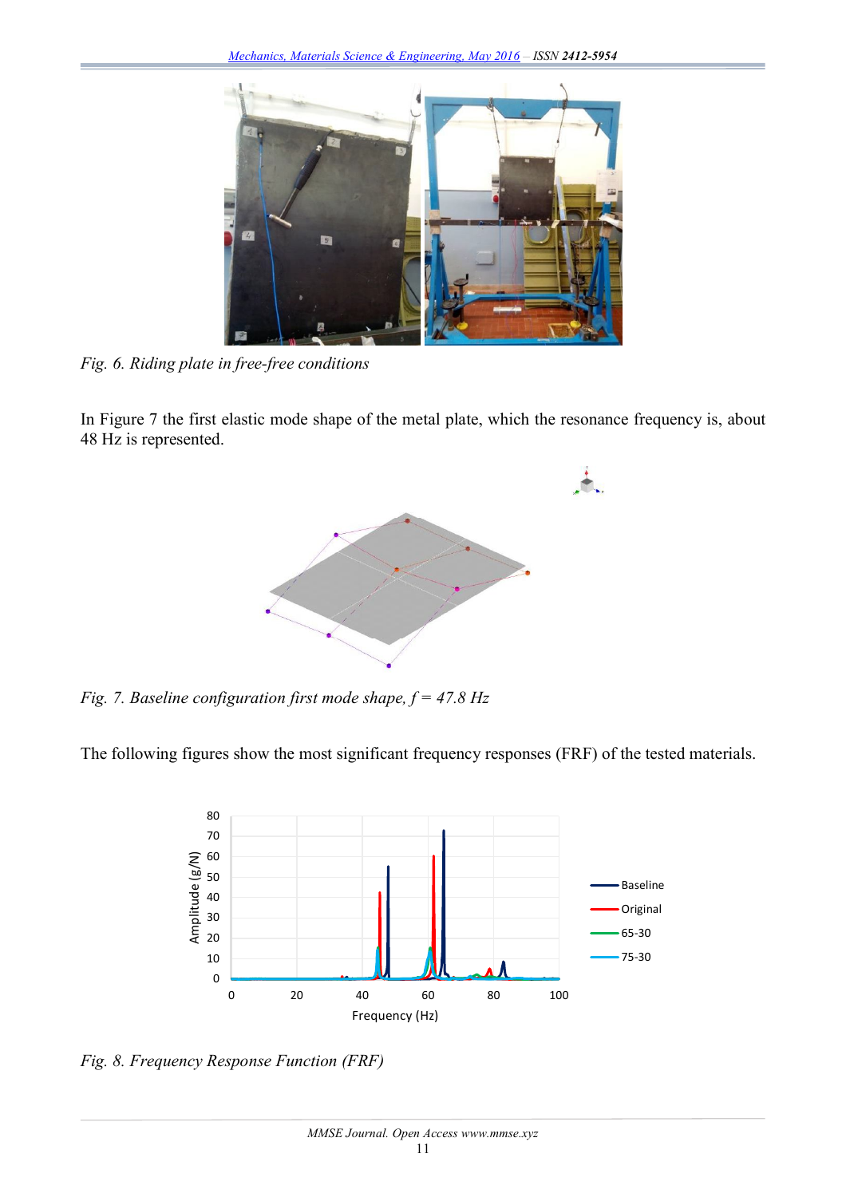Fig. 6. Riding plate in free-free conditions

In Figure 7 the first elastic mode shape of the metal plate, which the resonance frequency is, about 48 Hz is represented.

Fig. 7. Baseline configuration first mode shape, f = 47.8 Hz

The following figures show the most significant frequency responses (FRF) of the tested materials.

Fig. 8. Frequency Response Function (FRF)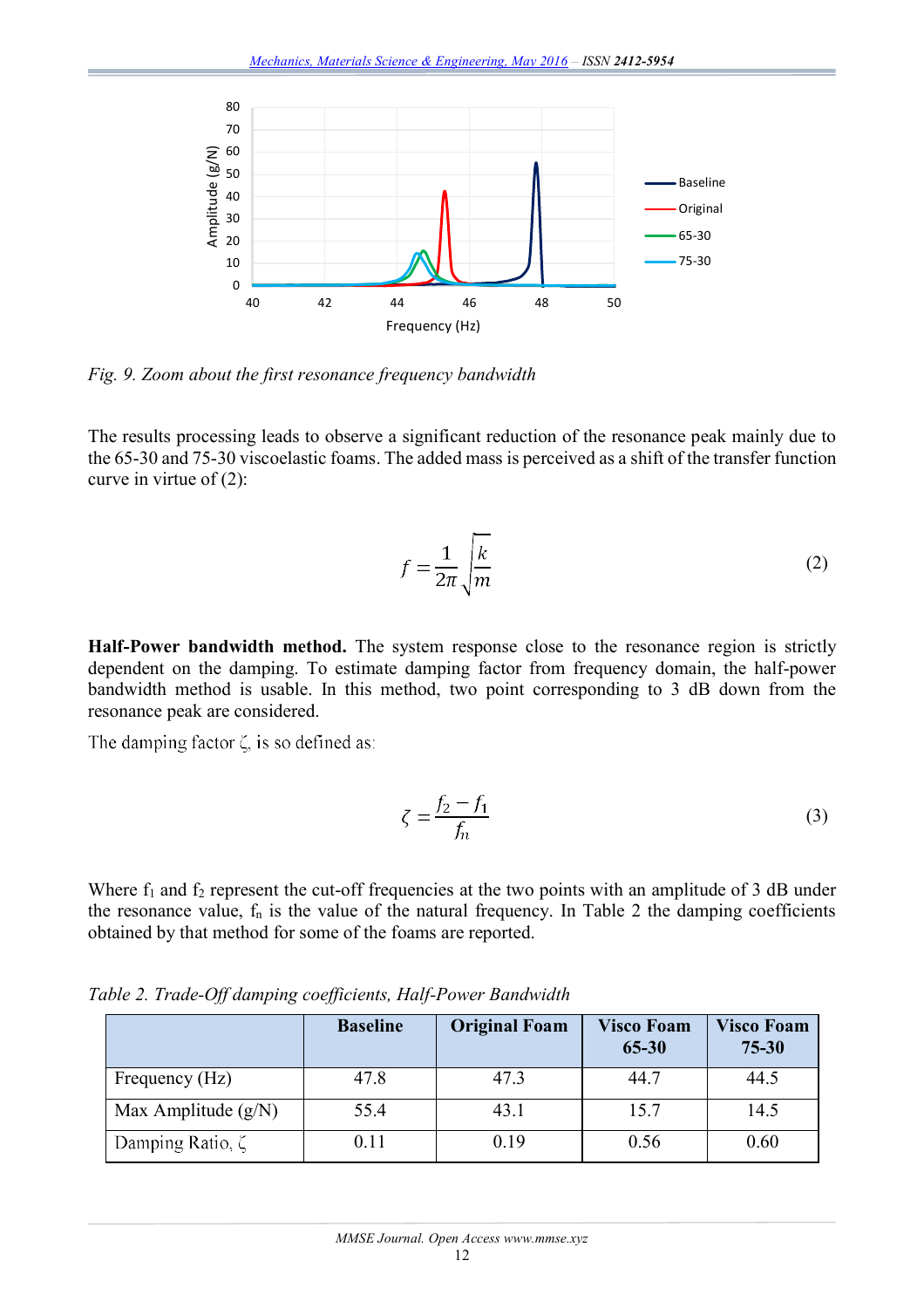*Fig. 9. Zoom about the first resonance frequency bandwidth*

The results processing leads to observe a significant reduction of the resonance peak mainly due to the 65-30 and 75-30 viscoelastic foams. The added mass is perceived as a shift of the transfer function curve in virtue of (2):

$$f = \frac{1}{2\pi}\sqrt{\frac{k}{m}} \tag{2}$$

**Half-Power bandwidth method.** The system response close to the resonance region is strictly dependent on the damping. To estimate damping factor from frequency domain, the half-power bandwidth method is usable. In this method, two point corresponding to 3 dB down from the resonance peak are considered.

The damping factor $\zeta$, is so defined as:

$$\zeta = \frac{f_2 - f_1}{f_n} \tag{3}$$

Where $f_1$ and $f_2$ represent the cut-off frequencies at the two points with an amplitude of 3 dB under the resonance value, $f_n$ is the value of the natural frequency. In Table 2 the damping coefficients obtained by that method for some of the foams are reported.

*Table 2. Trade-Off damping coefficients, Half-Power Bandwidth*

| | **Baseline** | **Original Foam** | **Visco Foam 65-30** | **Visco Foam 75-30** |
|---|---|---|---|---|
| Frequency (Hz) | 47.8 | 47.3 | 44.7 | 44.5 |
| Max Amplitude (g/N) | 55.4 | 43.1 | 15.7 | 14.5 |
| Damping Ratio, $\zeta$ | 0.11 | 0.19 | 0.56 | 0.60 |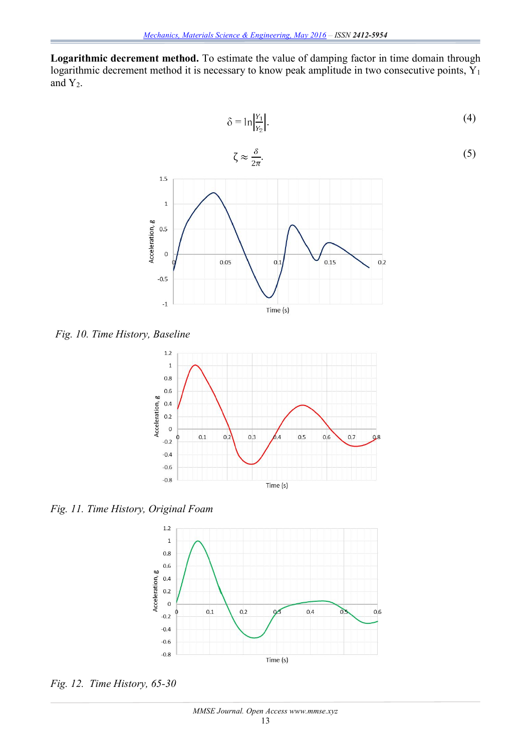**Logarithmic decrement method.** To estimate the value of damping factor in time domain through logarithmic decrement method it is necessary to know peak amplitude in two consecutive points, $Y_1$ and $Y_2$.

$$\delta = \ln\left|\frac{Y_1}{Y_2}\right|. \tag{4}$$

$$\zeta \approx \frac{\delta}{2\pi}. \tag{5}$$

*Fig. 10. Time History, Baseline*

*Fig. 11. Time History, Original Foam*

*Fig. 12. Time History, 65-30*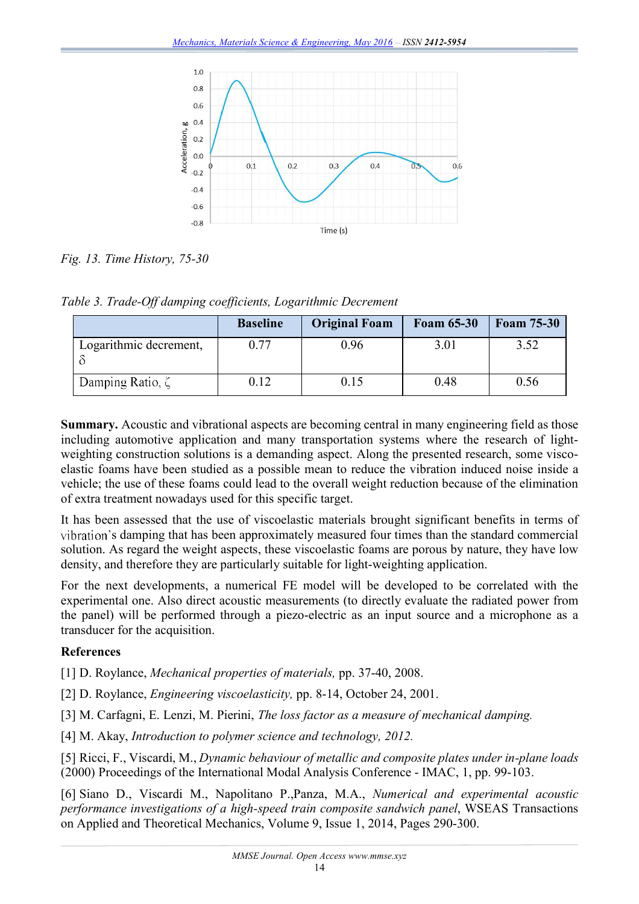1.0
0.8
0.6
0.4
0.2
0.0
-0.2
-0.4
-0.6
-0.8

Acceleration, g

0
0.1
0.2
0.3
0.4
0.5
0.6

Time (s)

*Fig. 13. Time History, 75-30*

*Table 3. Trade-Off damping coefficients, Logarithmic Decrement*

| | Baseline | Original Foam | Foam 65-30 | Foam 75-30 |
|---|---|---|---|---|
| Logarithmic decrement, $\delta$ | 0.77 | 0.96 | 3.01 | 3.52 |
| Damping Ratio, $\zeta$ | 0.12 | 0.15 | 0.48 | 0.56 |

**Summary.** Acoustic and vibrational aspects are becoming central in many engineering field as those including automotive application and many transportation systems where the research of light-weighting construction solutions is a demanding aspect. Along the presented research, some visco-elastic foams have been studied as a possible mean to reduce the vibration induced noise inside a vehicle; the use of these foams could lead to the overall weight reduction because of the elimination of extra treatment nowadays used for this specific target.

It has been assessed that the use of viscoelastic materials brought significant benefits in terms of vibration`s damping that has been approximately measured four times than the standard commercial solution. As regard the weight aspects, these viscoelastic foams are porous by nature, they have low density, and therefore they are particularly suitable for light-weighting application.

For the next developments, a numerical FE model will be developed to be correlated with the experimental one. Also direct acoustic measurements (to directly evaluate the radiated power from the panel) will be performed through a piezo-electric as an input source and a microphone as a transducer for the acquisition.

## References

[1] D. Roylance, *Mechanical properties of materials,* pp. 37-40, 2008.

[2] D. Roylance, *Engineering viscoelasticity,* pp. 8-14, October 24, 2001.

[3] M. Carfagni, E. Lenzi, M. Pierini, *The loss factor as a measure of mechanical damping.*

[4] M. Akay, *Introduction to polymer science and technology, 2012.*

[5] Ricci, F., Viscardi, M., *Dynamic behaviour of metallic and composite plates under in-plane loads* (2000) Proceedings of the International Modal Analysis Conference - IMAC, 1, pp. 99-103.

[6] Siano D., Viscardi M., Napolitano P.,Panza, M.A., *Numerical and experimental acoustic performance investigations of a high-speed train composite sandwich panel*, WSEAS Transactions on Applied and Theoretical Mechanics, Volume 9, Issue 1, 2014, Pages 290-300.